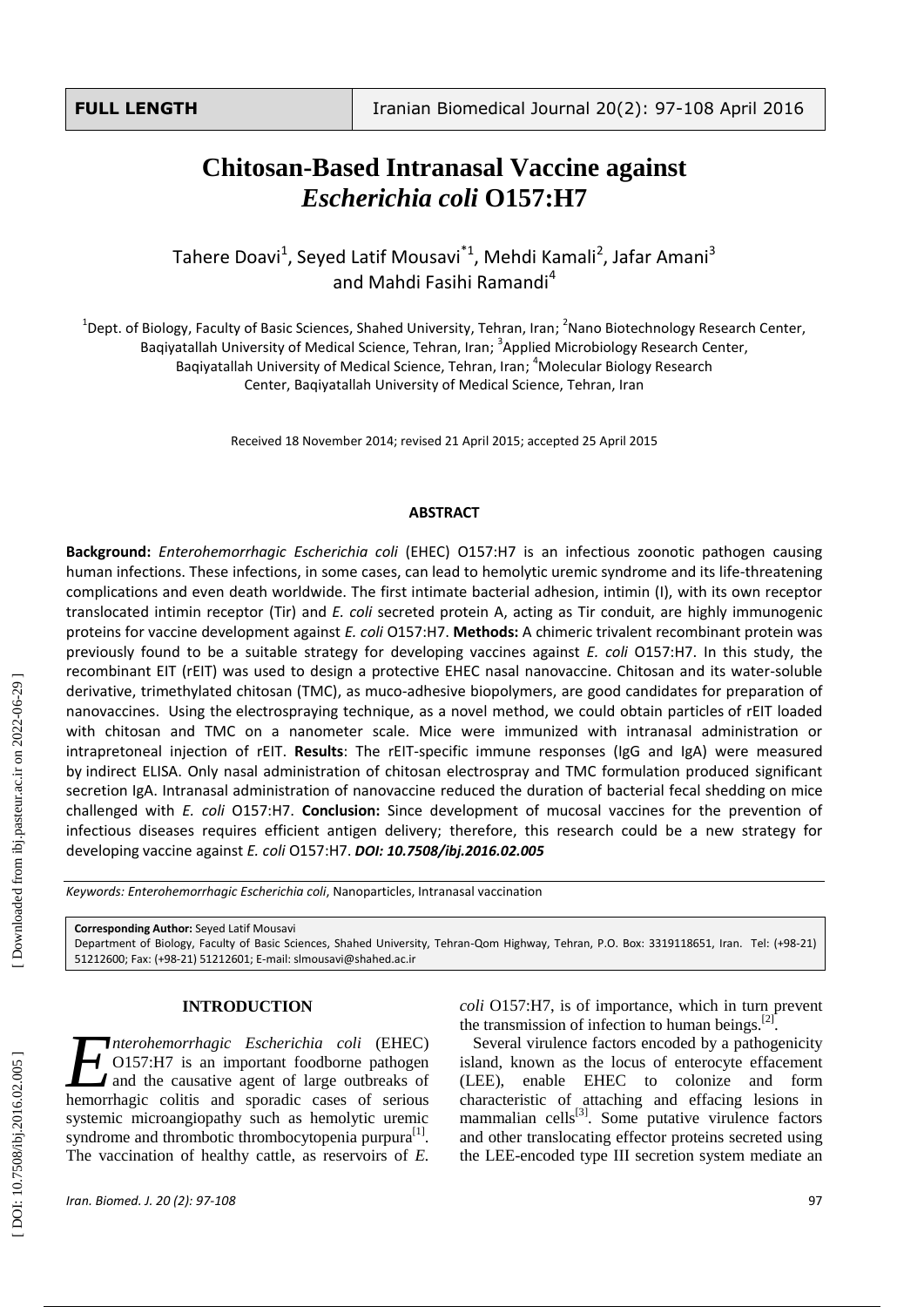FULL LENGTH

# Chitosan-Based Intranasal Vaccine against *Escherichia coli* O157:H7

Tahere Doavi[1], Seyed Latif Mousavi[*1], Mehdi Kamali[2], Jafar Amani[3] and Mahdi Fasihi Ramandi[4]

[1]Dept. of Biology, Faculty of Basic Sciences, Shahed University, Tehran, Iran; [2]Nano Biotechnology Research Center, Baqiyatallah University of Medical Science, Tehran, Iran; [3]Applied Microbiology Research Center, Baqiyatallah University of Medical Science, Tehran, Iran; [4]Molecular Biology Research Center, Baqiyatallah University of Medical Science, Tehran, Iran

Received 18 November 2014; revised 21 April 2015; accepted 25 April 2015

## ABSTRACT

**Background:** *Enterohemorrhagic Escherichia coli* (EHEC) O157:H7 is an infectious zoonotic pathogen causing human infections. These infections, in some cases, can lead to hemolytic uremic syndrome and its life-threatening complications and even death worldwide. The first intimate bacterial adhesion, intimin (I), with its own receptor translocated intimin receptor (Tir) and *E. coli* secreted protein A, acting as Tir conduit, are highly immunogenic proteins for vaccine development against *E. coli* O157:H7. **Methods:** A chimeric trivalent recombinant protein was previously found to be a suitable strategy for developing vaccines against *E. coli* O157:H7. In this study, the recombinant EIT (rEIT) was used to design a protective EHEC nasal nanovaccine. Chitosan and its water-soluble derivative, trimethylated chitosan (TMC), as muco-adhesive biopolymers, are good candidates for preparation of nanovaccines. Using the electrospraying technique, as a novel method, we could obtain particles of rEIT loaded with chitosan and TMC on a nanometer scale. Mice were immunized with intranasal administration or intrapretoneal injection of rEIT. **Results**: The rEIT-specific immune responses (IgG and IgA) were measured by indirect ELISA. Only nasal administration of chitosan electrospray and TMC formulation produced significant secretion IgA. Intranasal administration of nanovaccine reduced the duration of bacterial fecal shedding on mice challenged with *E. coli* O157:H7. **Conclusion:** Since development of mucosal vaccines for the prevention of infectious diseases requires efficient antigen delivery; therefore, this research could be a new strategy for developing vaccine against *E. coli* O157:H7. ***DOI: 10.7508/ibj.2016.02.005***

*Keywords: Enterohemorrhagic Escherichia coli*, Nanoparticles, Intranasal vaccination

**Corresponding Author:** Seyed Latif Mousavi
Department of Biology, Faculty of Basic Sciences, Shahed University, Tehran-Qom Highway, Tehran, P.O. Box: 3319118651, Iran. Tel: (+98-21) 51212600; Fax: (+98-21) 51212601; E-mail: slmousavi@shahed.ac.ir

## INTRODUCTION

*Enterohemorrhagic Escherichia coli* (EHEC) O157:H7 is an important foodborne pathogen and the causative agent of large outbreaks of hemorrhagic colitis and sporadic cases of serious systemic microangiopathy such as hemolytic uremic syndrome and thrombotic thrombocytopenia purpura[1]. The vaccination of healthy cattle, as reservoirs of *E. coli* O157:H7, is of importance, which in turn prevent the transmission of infection to human beings.[2].

Several virulence factors encoded by a pathogenicity island, known as the locus of enterocyte effacement (LEE), enable EHEC to colonize and form characteristic of attaching and effacing lesions in mammalian cells[3]. Some putative virulence factors and other translocating effector proteins secreted using the LEE-encoded type III secretion system mediate an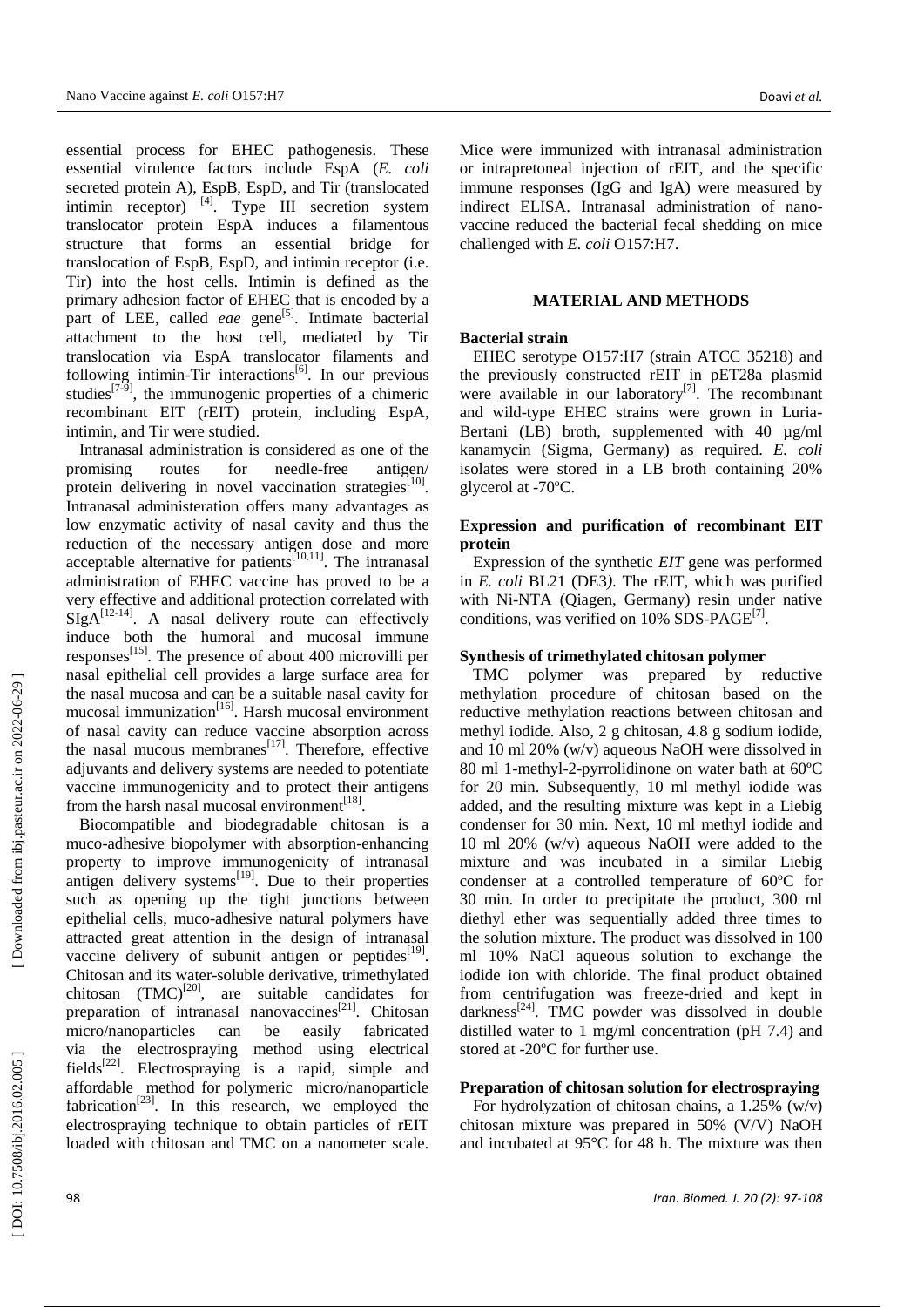essential process for EHEC pathogenesis. These essential virulence factors include EspA (*E. coli* secreted protein A), EspB, EspD, and Tir (translocated intimin receptor) [4]. Type III secretion system translocator protein EspA induces a filamentous structure that forms an essential bridge for translocation of EspB, EspD, and intimin receptor (i.e. Tir) into the host cells. Intimin is defined as the primary adhesion factor of EHEC that is encoded by a part of LEE, called *eae* gene[5]. Intimate bacterial attachment to the host cell, mediated by Tir translocation via EspA translocator filaments and following intimin-Tir interactions[6]. In our previous studies[7-9], the immunogenic properties of a chimeric recombinant EIT (rEIT) protein, including EspA, intimin, and Tir were studied.

Intranasal administration is considered as one of the promising routes for needle-free antigen/ protein delivering in novel vaccination strategies[10]. Intranasal administeration offers many advantages as low enzymatic activity of nasal cavity and thus the reduction of the necessary antigen dose and more acceptable alternative for patients[10,11]. The intranasal administration of EHEC vaccine has proved to be a very effective and additional protection correlated with SIgA[12-14]. A nasal delivery route can effectively induce both the humoral and mucosal immune responses[15]. The presence of about 400 microvilli per nasal epithelial cell provides a large surface area for the nasal mucosa and can be a suitable nasal cavity for mucosal immunization[16]. Harsh mucosal environment of nasal cavity can reduce vaccine absorption across the nasal mucous membranes[17]. Therefore, effective adjuvants and delivery systems are needed to potentiate vaccine immunogenicity and to protect their antigens from the harsh nasal mucosal environment[18].

Biocompatible and biodegradable chitosan is a muco-adhesive biopolymer with absorption-enhancing property to improve immunogenicity of intranasal antigen delivery systems[19]. Due to their properties such as opening up the tight junctions between epithelial cells, muco-adhesive natural polymers have attracted great attention in the design of intranasal vaccine delivery of subunit antigen or peptides[19]. Chitosan and its water-soluble derivative, trimethylated chitosan (TMC)[20], are suitable candidates for preparation of intranasal nanovaccines[21]. Chitosan micro/nanoparticles can be easily fabricated via the electrospraying method using electrical fields[22]. Electrospraying is a rapid, simple and affordable method for polymeric micro/nanoparticle fabrication[23]. In this research, we employed the electrospraying technique to obtain particles of rEIT loaded with chitosan and TMC on a nanometer scale. Mice were immunized with intranasal administration or intrapretoneal injection of rEIT, and the specific immune responses (IgG and IgA) were measured by indirect ELISA. Intranasal administration of nano-vaccine reduced the bacterial fecal shedding on mice challenged with *E. coli* O157:H7.

## MATERIAL AND METHODS

### Bacterial strain

EHEC serotype O157:H7 (strain ATCC 35218) and the previously constructed rEIT in pET28a plasmid were available in our laboratory[7]. The recombinant and wild-type EHEC strains were grown in Luria-Bertani (LB) broth, supplemented with 40 µg/ml kanamycin (Sigma, Germany) as required. *E. coli* isolates were stored in a LB broth containing 20% glycerol at -70ºC.

### Expression and purification of recombinant EIT protein

Expression of the synthetic *EIT* gene was performed in *E. coli* BL21 (DE3). The rEIT, which was purified with Ni-NTA (Qiagen, Germany) resin under native conditions, was verified on 10% SDS-PAGE[7].

### Synthesis of trimethylated chitosan polymer

TMC polymer was prepared by reductive methylation procedure of chitosan based on the reductive methylation reactions between chitosan and methyl iodide. Also, 2 g chitosan, 4.8 g sodium iodide, and 10 ml 20% (w/v) aqueous NaOH were dissolved in 80 ml 1-methyl-2-pyrrolidinone on water bath at 60ºC for 20 min. Subsequently, 10 ml methyl iodide was added, and the resulting mixture was kept in a Liebig condenser for 30 min. Next, 10 ml methyl iodide and 10 ml 20% (w/v) aqueous NaOH were added to the mixture and was incubated in a similar Liebig condenser at a controlled temperature of 60ºC for 30 min. In order to precipitate the product, 300 ml diethyl ether was sequentially added three times to the solution mixture. The product was dissolved in 100 ml 10% NaCl aqueous solution to exchange the iodide ion with chloride. The final product obtained from centrifugation was freeze-dried and kept in darkness[24]. TMC powder was dissolved in double distilled water to 1 mg/ml concentration (pH 7.4) and stored at -20ºC for further use.

### Preparation of chitosan solution for electrospraying

For hydrolyzation of chitosan chains, a 1.25% (w/v) chitosan mixture was prepared in 50% (V/V) NaOH and incubated at 95°C for 48 h. The mixture was then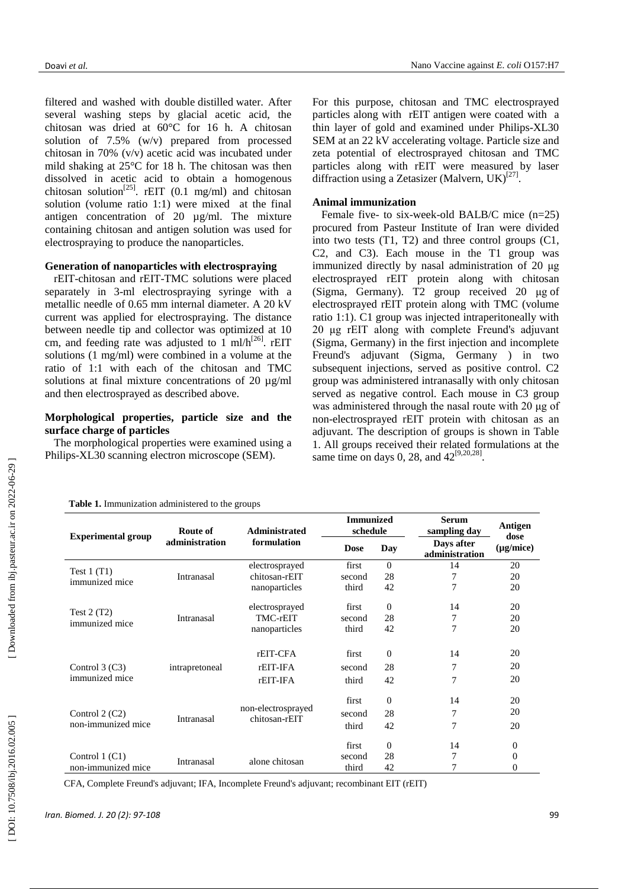filtered and washed with double distilled water. After several washing steps by glacial acetic acid, the chitosan was dried at 60°C for 16 h. A chitosan solution of 7.5% (w/v) prepared from processed chitosan in 70% (v/v) acetic acid was incubated under mild shaking at 25°C for 18 h. The chitosan was then dissolved in acetic acid to obtain a homogenous chitosan solution[25]. rEIT (0.1 mg/ml) and chitosan solution (volume ratio 1:1) were mixed at the final antigen concentration of 20 µg/ml. The mixture containing chitosan and antigen solution was used for electrospraying to produce the nanoparticles.

**Generation of nanoparticles with electrospraying**

rEIT-chitosan and rEIT-TMC solutions were placed separately in 3-ml electrospraying syringe with a metallic needle of 0.65 mm internal diameter. A 20 kV current was applied for electrospraying. The distance between needle tip and collector was optimized at 10 cm, and feeding rate was adjusted to 1 ml/h[26]. rEIT solutions (1 mg/ml) were combined in a volume at the ratio of 1:1 with each of the chitosan and TMC solutions at final mixture concentrations of 20 µg/ml and then electrosprayed as described above.

**Morphological properties, particle size and the surface charge of particles**

The morphological properties were examined using a Philips-XL30 scanning electron microscope (SEM). For this purpose, chitosan and TMC electrosprayed particles along with rEIT antigen were coated with a thin layer of gold and examined under Philips-XL30 SEM at an 22 kV accelerating voltage. Particle size and zeta potential of electrosprayed chitosan and TMC particles along with rEIT were measured by laser diffraction using a Zetasizer (Malvern, UK)[27].

**Animal immunization**

Female five- to six-week-old BALB/C mice (n=25) procured from Pasteur Institute of Iran were divided into two tests (T1, T2) and three control groups (C1, C2, and C3). Each mouse in the T1 group was immunized directly by nasal administration of 20 µg electrosprayed rEIT protein along with chitosan (Sigma, Germany). T2 group received 20 µg of electrosprayed rEIT protein along with TMC (volume ratio 1:1). C1 group was injected intraperitoneally with 20 µg rEIT along with complete Freund's adjuvant (Sigma, Germany) in the first injection and incomplete Freund's adjuvant (Sigma, Germany ) in two subsequent injections, served as positive control. C2 group was administered intranasally with only chitosan served as negative control. Each mouse in C3 group was administered through the nasal route with 20 µg of non-electrosprayed rEIT protein with chitosan as an adjuvant. The description of groups is shown in Table 1. All groups received their related formulations at the same time on days 0, 28, and 42[9,20,28].

**Table 1.** Immunization administered to the groups

| Experimental group | Route of administration | Administrated formulation | Immunized schedule | | Serum sampling day | Antigen dose (µg/mice) |
|---|---|---|---|---|---|---|
| | | | Dose | Day | Days after administration | |
| Test 1 (T1) immunized mice | Intranasal | electrosprayed chitosan-rEIT nanoparticles | first | 0 | 14 | 20 |
| | | | second | 28 | 7 | 20 |
| | | | third | 42 | 7 | 20 |
| Test 2 (T2) immunized mice | Intranasal | electrosprayed TMC-rEIT nanoparticles | first | 0 | 14 | 20 |
| | | | second | 28 | 7 | 20 |
| | | | third | 42 | 7 | 20 |
| Control 3 (C3) immunized mice | intrapretoneal | rEIT-CFA | first | 0 | 14 | 20 |
| | | rEIT-IFA | second | 28 | 7 | 20 |
| | | rEIT-IFA | third | 42 | 7 | 20 |
| Control 2 (C2) non-immunized mice | Intranasal | non-electrosprayed chitosan-rEIT | first | 0 | 14 | 20 |
| | | | second | 28 | 7 | 20 |
| | | | third | 42 | 7 | 20 |
| Control 1 (C1) non-immunized mice | Intranasal | alone chitosan | first | 0 | 14 | 0 |
| | | | second | 28 | 7 | 0 |
| | | | third | 42 | 7 | 0 |

CFA, Complete Freund's adjuvant; IFA, Incomplete Freund's adjuvant; recombinant EIT (rEIT)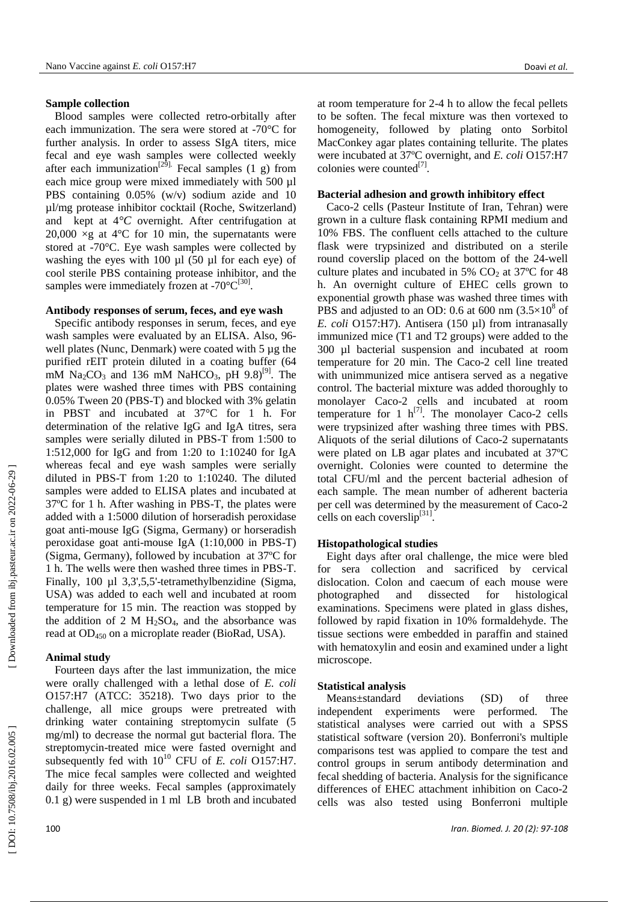### Sample collection

Blood samples were collected retro-orbitally after each immunization. The sera were stored at -70°C for further analysis. In order to assess SIgA titers, mice fecal and eye wash samples were collected weekly after each immunization[29]. Fecal samples (1 g) from each mice group were mixed immediately with 500 µl PBS containing 0.05% (w/v) sodium azide and 10 µl/mg protease inhibitor cocktail (Roche, Switzerland) and kept at 4°*C* overnight. After centrifugation at 20,000 ×g at 4°C for 10 min, the supernatants were stored at -70°C. Eye wash samples were collected by washing the eyes with 100 µl (50 µl for each eye) of cool sterile PBS containing protease inhibitor, and the samples were immediately frozen at -70°C[30].

### Antibody responses of serum, feces, and eye wash

Specific antibody responses in serum, feces, and eye wash samples were evaluated by an ELISA. Also, 96-well plates (Nunc, Denmark) were coated with 5 µg the purified rEIT protein diluted in a coating buffer (64 mM $Na_2CO_3$ and 136 mM $NaHCO_3$, pH 9.8)[9]. The plates were washed three times with PBS containing 0.05% Tween 20 (PBS-T) and blocked with 3% gelatin in PBST and incubated at 37°C for 1 h. For determination of the relative IgG and IgA titres, sera samples were serially diluted in PBS-T from 1:500 to 1:512,000 for IgG and from 1:20 to 1:10240 for IgA whereas fecal and eye wash samples were serially diluted in PBS-T from 1:20 to 1:10240. The diluted samples were added to ELISA plates and incubated at 37ºC for 1 h. After washing in PBS-T, the plates were added with a 1:5000 dilution of horseradish peroxidase goat anti-mouse IgG (Sigma, Germany) or horseradish peroxidase goat anti-mouse IgA (1:10,000 in PBS-T) (Sigma, Germany), followed by incubation at 37ºC for 1 h. The wells were then washed three times in PBS-T. Finally, 100 µl 3,3',5,5'-tetramethylbenzidine (Sigma, USA) was added to each well and incubated at room temperature for 15 min. The reaction was stopped by the addition of 2 M $H_2SO_4$, and the absorbance was read at $OD_{450}$ on a microplate reader (BioRad, USA).

### Animal study

Fourteen days after the last immunization, the mice were orally challenged with a lethal dose of *E. coli* O157:H7 (ATCC: 35218). Two days prior to the challenge, all mice groups were pretreated with drinking water containing streptomycin sulfate (5 mg/ml) to decrease the normal gut bacterial flora. The streptomycin-treated mice were fasted overnight and subsequently fed with $10^{10}$ CFU of *E. coli* O157:H7. The mice fecal samples were collected and weighted daily for three weeks. Fecal samples (approximately 0.1 g) were suspended in 1 ml LB broth and incubated at room temperature for 2-4 h to allow the fecal pellets to be soften. The fecal mixture was then vortexed to homogeneity, followed by plating onto Sorbitol MacConkey agar plates containing tellurite. The plates were incubated at 37ºC overnight, and *E. coli* O157:H7 colonies were counted[7].

### Bacterial adhesion and growth inhibitory effect

Caco-2 cells (Pasteur Institute of Iran, Tehran) were grown in a culture flask containing RPMI medium and 10% FBS. The confluent cells attached to the culture flask were trypsinized and distributed on a sterile round coverslip placed on the bottom of the 24-well culture plates and incubated in 5% $CO_2$ at 37ºC for 48 h. An overnight culture of EHEC cells grown to exponential growth phase was washed three times with PBS and adjusted to an OD: 0.6 at 600 nm ($3.5\times10^8$ of *E. coli* O157:H7). Antisera (150 µl) from intranasally immunized mice (T1 and T2 groups) were added to the 300 µl bacterial suspension and incubated at room temperature for 20 min. The Caco-2 cell line treated with unimmunized mice antisera served as a negative control. The bacterial mixture was added thoroughly to monolayer Caco-2 cells and incubated at room temperature for 1 h[7]. The monolayer Caco-2 cells were trypsinized after washing three times with PBS. Aliquots of the serial dilutions of Caco-2 supernatants were plated on LB agar plates and incubated at 37ºC overnight. Colonies were counted to determine the total CFU/ml and the percent bacterial adhesion of each sample. The mean number of adherent bacteria per cell was determined by the measurement of Caco-2 cells on each coverslip[31].

### Histopathological studies

Eight days after oral challenge, the mice were bled for sera collection and sacrificed by cervical dislocation. Colon and caecum of each mouse were photographed and dissected for histological examinations. Specimens were plated in glass dishes, followed by rapid fixation in 10% formaldehyde. The tissue sections were embedded in paraffin and stained with hematoxylin and eosin and examined under a light microscope.

### Statistical analysis

Means±standard deviations (SD) of three independent experiments were performed. The statistical analyses were carried out with a SPSS statistical software (version 20). Bonferroni's multiple comparisons test was applied to compare the test and control groups in serum antibody determination and fecal shedding of bacteria. Analysis for the significance differences of EHEC attachment inhibition on Caco-2 cells was also tested using Bonferroni multiple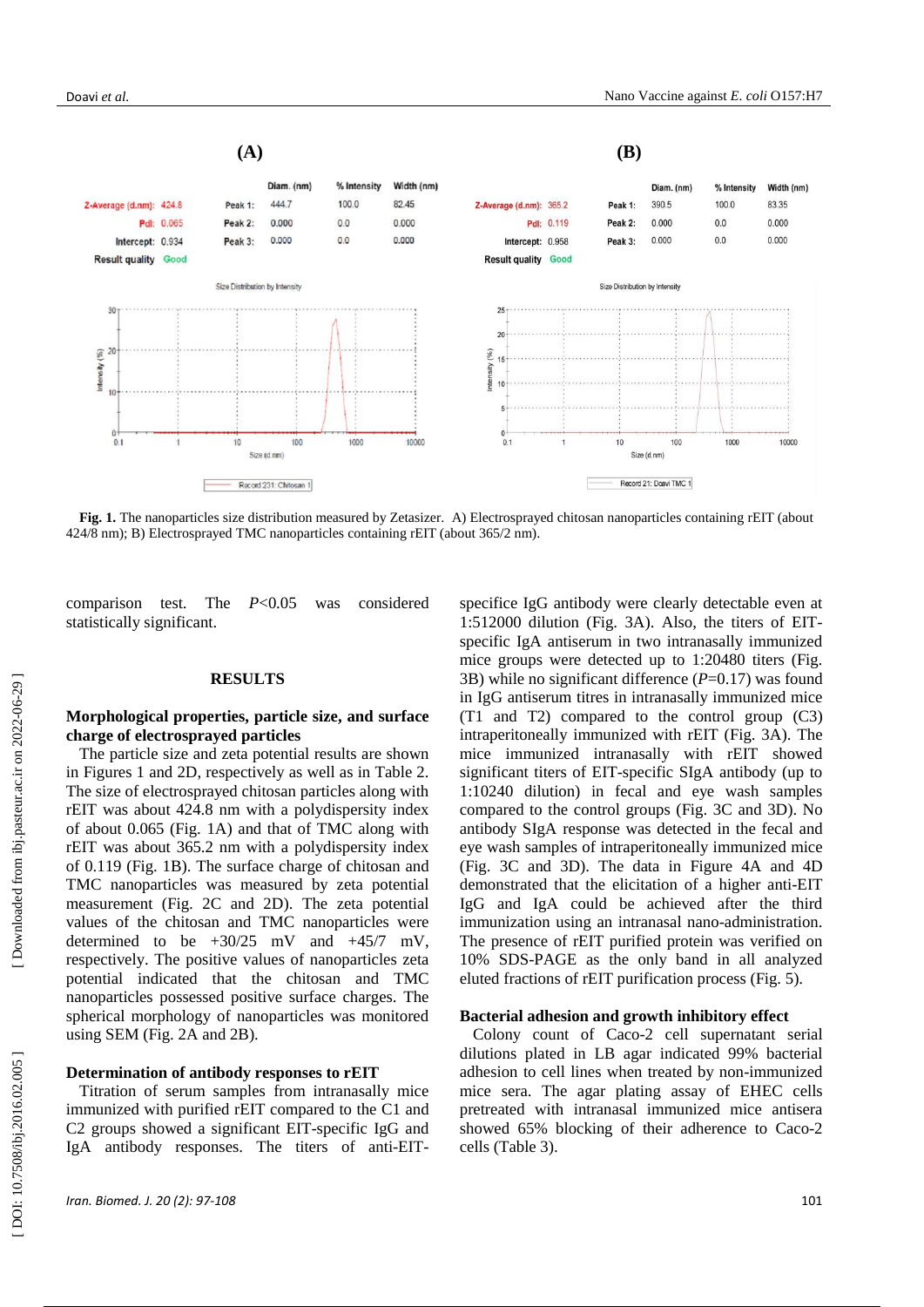**(A)**

| | | | Diam. (nm) | % Intensity | Width (nm) |
|---|---|---|---|---|---|
| Z-Average (d.nm): | 424.8 | Peak 1: | 444.7 | 100.0 | 82.45 |
| PdI: | 0.065 | Peak 2: | 0.000 | 0.0 | 0.000 |
| Intercept: | 0.934 | Peak 3: | 0.000 | 0.0 | 0.000 |
| Result quality | Good | | | | |

**(B)**

| | | | Diam. (nm) | % Intensity | Width (nm) |
|---|---|---|---|---|---|
| Z-Average (d.nm): | 365.2 | Peak 1: | 390.5 | 100.0 | 83.35 |
| PdI: | 0.119 | Peak 2: | 0.000 | 0.0 | 0.000 |
| Intercept: | 0.958 | Peak 3: | 0.000 | 0.0 | 0.000 |
| Result quality | Good | | | | |

**Fig. 1.** The nanoparticles size distribution measured by Zetasizer. A) Electrosprayed chitosan nanoparticles containing rEIT (about 424/8 nm); B) Electrosprayed TMC nanoparticles containing rEIT (about 365/2 nm).

comparison test. The *P*<0.05 was considered statistically significant.

## RESULTS

### Morphological properties, particle size, and surface charge of electrosprayed particles

The particle size and zeta potential results are shown in Figures 1 and 2D, respectively as well as in Table 2. The size of electrosprayed chitosan particles along with rEIT was about 424.8 nm with a polydispersity index of about 0.065 (Fig. 1A) and that of TMC along with rEIT was about 365.2 nm with a polydispersity index of 0.119 (Fig. 1B). The surface charge of chitosan and TMC nanoparticles was measured by zeta potential measurement (Fig. 2C and 2D). The zeta potential values of the chitosan and TMC nanoparticles were determined to be +30/25 mV and +45/7 mV, respectively. The positive values of nanoparticles zeta potential indicated that the chitosan and TMC nanoparticles possessed positive surface charges. The spherical morphology of nanoparticles was monitored using SEM (Fig. 2A and 2B).

### Determination of antibody responses to rEIT

Titration of serum samples from intranasally mice immunized with purified rEIT compared to the C1 and C2 groups showed a significant EIT-specific IgG and IgA antibody responses. The titers of anti-EIT-specifice IgG antibody were clearly detectable even at 1:512000 dilution (Fig. 3A). Also, the titers of EIT-specific IgA antiserum in two intranasally immunized mice groups were detected up to 1:20480 titers (Fig. 3B) while no significant difference (*P*=0.17) was found in IgG antiserum titres in intranasally immunized mice (T1 and T2) compared to the control group (C3) intraperitoneally immunized with rEIT (Fig. 3A). The mice immunized intranasally with rEIT showed significant titers of EIT-specific SIgA antibody (up to 1:10240 dilution) in fecal and eye wash samples compared to the control groups (Fig. 3C and 3D). No antibody SIgA response was detected in the fecal and eye wash samples of intraperitoneally immunized mice (Fig. 3C and 3D). The data in Figure 4A and 4D demonstrated that the elicitation of a higher anti-EIT IgG and IgA could be achieved after the third immunization using an intranasal nano-administration. The presence of rEIT purified protein was verified on 10% SDS-PAGE as the only band in all analyzed eluted fractions of rEIT purification process (Fig. 5).

### Bacterial adhesion and growth inhibitory effect

Colony count of Caco-2 cell supernatant serial dilutions plated in LB agar indicated 99% bacterial adhesion to cell lines when treated by non-immunized mice sera. The agar plating assay of EHEC cells pretreated with intranasal immunized mice antisera showed 65% blocking of their adherence to Caco-2 cells (Table 3).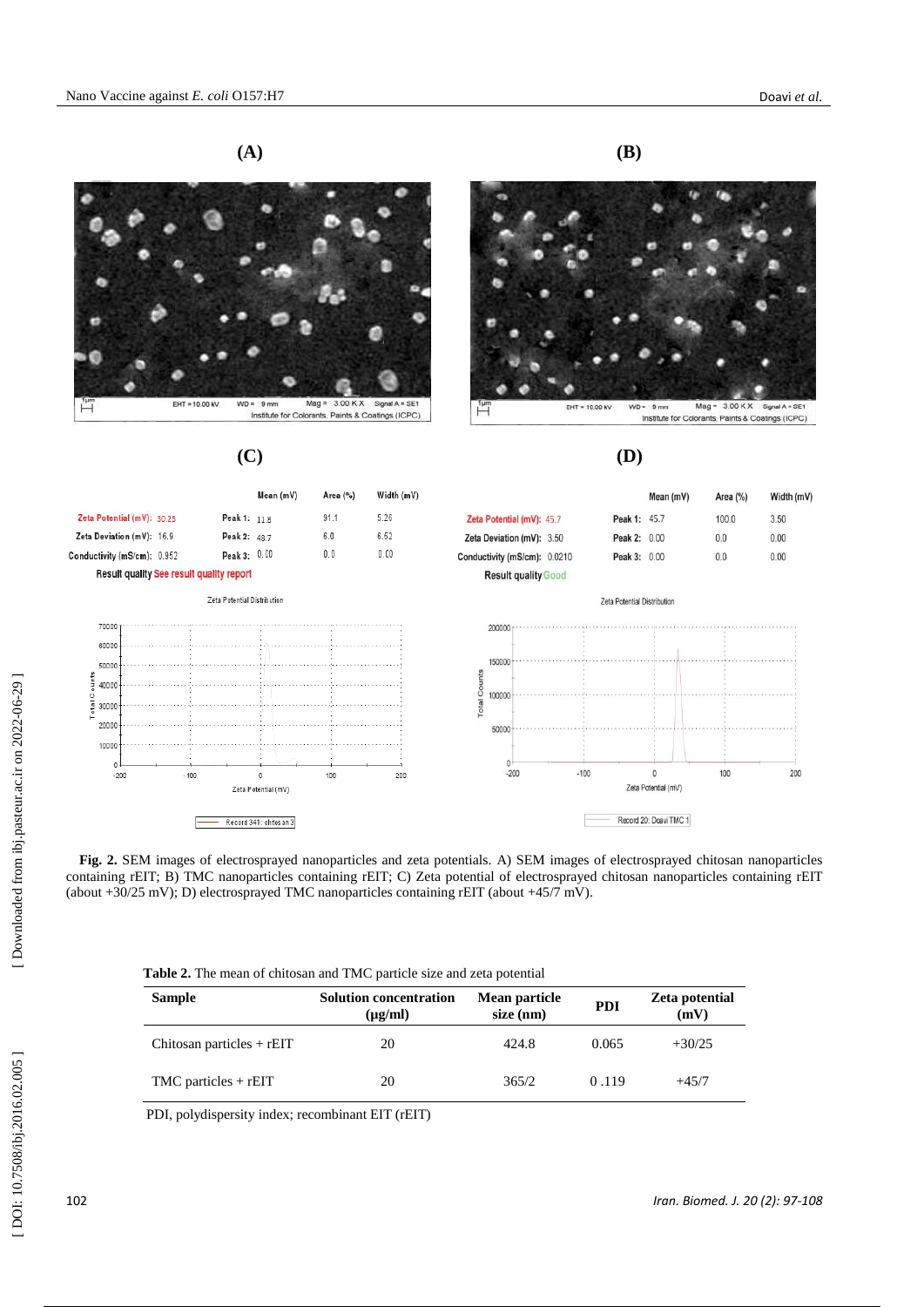**(A)** **(B)**

**(C)** **(D)**

**Fig. 2.** SEM images of electrosprayed nanoparticles and zeta potentials. A) SEM images of electrosprayed chitosan nanoparticles containing rEIT; B) TMC nanoparticles containing rEIT; C) Zeta potential of electrosprayed chitosan nanoparticles containing rEIT (about +30/25 mV); D) electrosprayed TMC nanoparticles containing rEIT (about +45/7 mV).

**Table 2.** The mean of chitosan and TMC particle size and zeta potential

| Sample | Solution concentration (μg/ml) | Mean particle size (nm) | PDI | Zeta potential (mV) |
|---|---|---|---|---|
| Chitosan particles + rEIT | 20 | 424.8 | 0.065 | +30/25 |
| TMC particles + rEIT | 20 | 365/2 | 0 .119 | +45/7 |

PDI, polydispersity index; recombinant EIT (rEIT)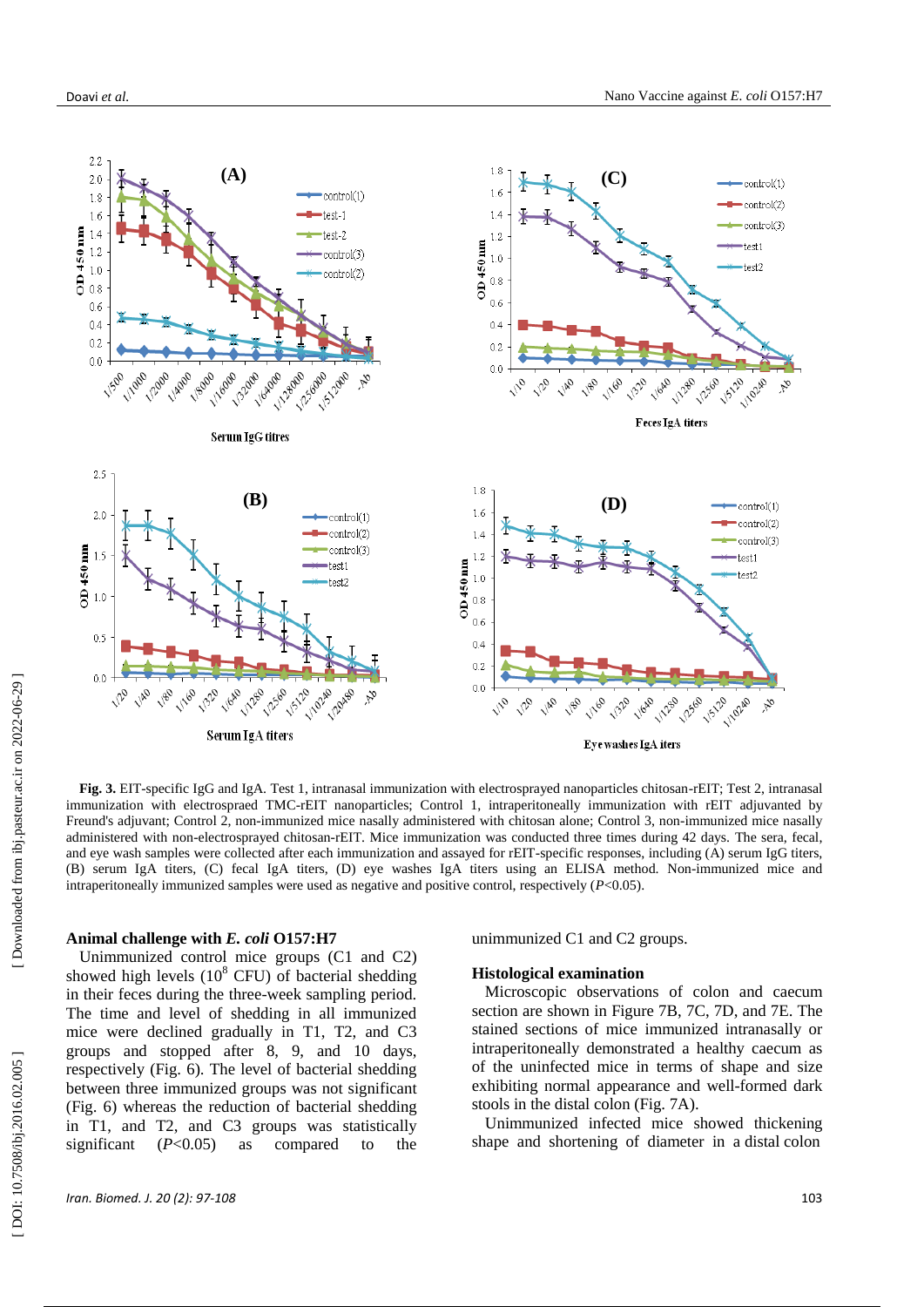**Fig. 3.** EIT-specific IgG and IgA. Test 1, intranasal immunization with electrosprayed nanoparticles chitosan-rEIT; Test 2, intranasal immunization with electrospraed TMC-rEIT nanoparticles; Control 1, intraperitoneally immunization with rEIT adjuvanted by Freund's adjuvant; Control 2, non-immunized mice nasally administered with chitosan alone; Control 3, non-immunized mice nasally administered with non-electrosprayed chitosan-rEIT. Mice immunization was conducted three times during 42 days. The sera, fecal, and eye wash samples were collected after each immunization and assayed for rEIT-specific responses, including (A) serum IgG titers, (B) serum IgA titers, (C) fecal IgA titers, (D) eye washes IgA titers using an ELISA method. Non-immunized mice and intraperitoneally immunized samples were used as negative and positive control, respectively ($P<0.05$).

### Animal challenge with *E. coli* O157:H7

Unimmunized control mice groups (C1 and C2) showed high levels ($10^8$ CFU) of bacterial shedding in their feces during the three-week sampling period. The time and level of shedding in all immunized mice were declined gradually in T1, T2, and C3 groups and stopped after 8, 9, and 10 days, respectively (Fig. 6). The level of bacterial shedding between three immunized groups was not significant (Fig. 6) whereas the reduction of bacterial shedding in T1, and T2, and C3 groups was statistically significant ($P<0.05$) as compared to the unimmunized C1 and C2 groups.

### Histological examination

Microscopic observations of colon and caecum section are shown in Figure 7B, 7C, 7D, and 7E. The stained sections of mice immunized intranasally or intraperitoneally demonstrated a healthy caecum as of the uninfected mice in terms of shape and size exhibiting normal appearance and well-formed dark stools in the distal colon (Fig. 7A).

Unimmunized infected mice showed thickening shape and shortening of diameter in a distal colon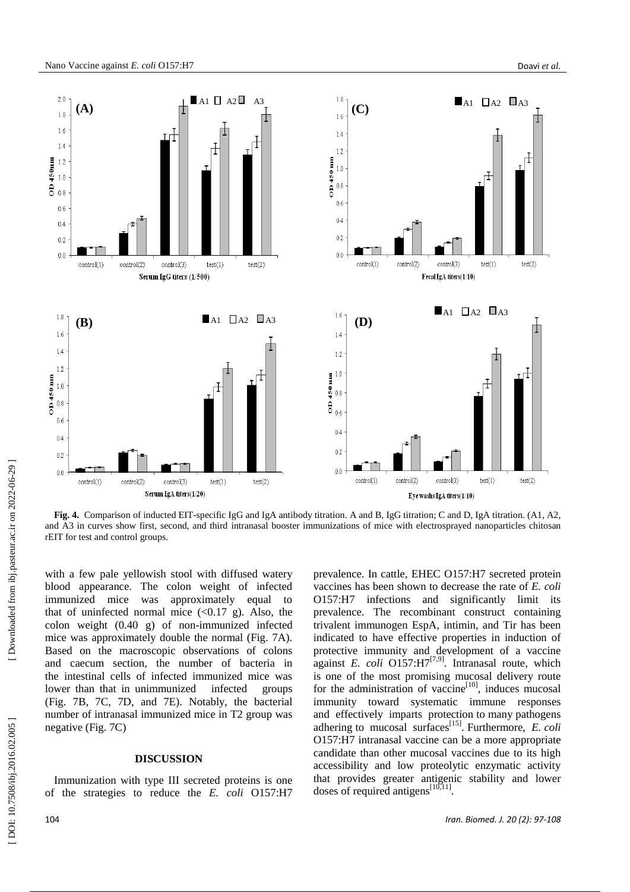**Fig. 4.** Comparison of inducted EIT-specific IgG and IgA antibody titration. A and B, IgG titration; C and D, IgA titration. (A1, A2, and A3 in curves show first, second, and third intranasal booster immunizations of mice with electrosprayed nanoparticles chitosan rEIT for test and control groups.

with a few pale yellowish stool with diffused watery blood appearance. The colon weight of infected immunized mice was approximately equal to that of uninfected normal mice (<0.17 g). Also, the colon weight (0.40 g) of non-immunized infected mice was approximately double the normal (Fig. 7A). Based on the macroscopic observations of colons and caecum section, the number of bacteria in the intestinal cells of infected immunized mice was lower than that in unimmunized infected groups (Fig. 7B, 7C, 7D, and 7E). Notably, the bacterial number of intranasal immunized mice in T2 group was negative (Fig. 7C)

## DISCUSSION

Immunization with type III secreted proteins is one of the strategies to reduce the *E. coli* O157:H7 prevalence. In cattle, EHEC O157:H7 secreted protein vaccines has been shown to decrease the rate of *E. coli* O157:H7 infections and significantly limit its prevalence. The recombinant construct containing trivalent immunogen EspA, intimin, and Tir has been indicated to have effective properties in induction of protective immunity and development of a vaccine against *E. coli* O157:H7[7,9]. Intranasal route, which is one of the most promising mucosal delivery route for the administration of vaccine[10], induces mucosal immunity toward systematic immune responses and effectively imparts protection to many pathogens adhering to mucosal surfaces[15]. Furthermore, *E. coli* O157:H7 intranasal vaccine can be a more appropriate candidate than other mucosal vaccines due to its high accessibility and low proteolytic enzymatic activity that provides greater antigenic stability and lower doses of required antigens[10,11].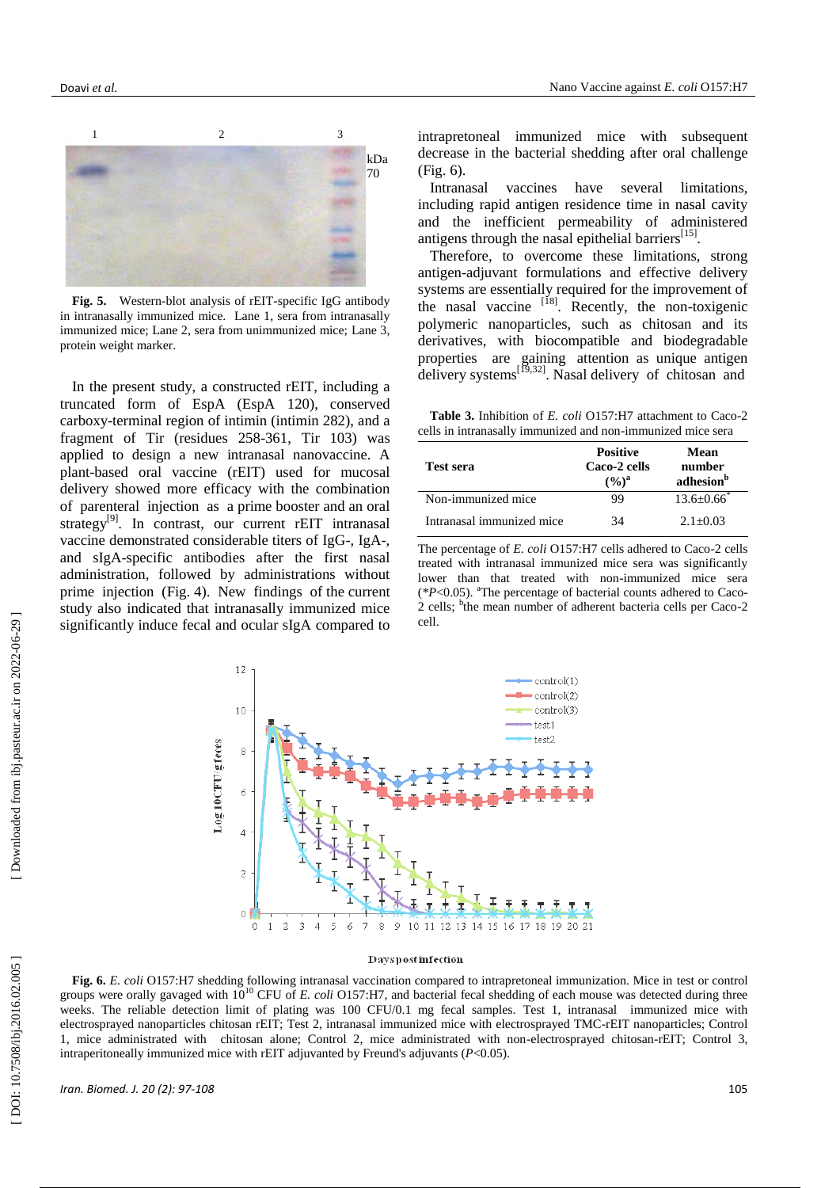Fig. 5. Western-blot analysis of rEIT-specific IgG antibody in intranasally immunized mice. Lane 1, sera from intranasally immunized mice; Lane 2, sera from unimmunized mice; Lane 3, protein weight marker.

In the present study, a constructed rEIT, including a truncated form of EspA (EspA 120), conserved carboxy-terminal region of intimin (intimin 282), and a fragment of Tir (residues 258-361, Tir 103) was applied to design a new intranasal nanovaccine. A plant-based oral vaccine (rEIT) used for mucosal delivery showed more efficacy with the combination of parenteral injection as a prime booster and an oral strategy[9]. In contrast, our current rEIT intranasal vaccine demonstrated considerable titers of IgG-, IgA-, and sIgA-specific antibodies after the first nasal administration, followed by administrations without prime injection (Fig. 4). New findings of the current study also indicated that intranasally immunized mice significantly induce fecal and ocular sIgA compared to intrapretoneal immunized mice with subsequent decrease in the bacterial shedding after oral challenge (Fig. 6).

Intranasal vaccines have several limitations, including rapid antigen residence time in nasal cavity and the inefficient permeability of administered antigens through the nasal epithelial barriers[15].

Therefore, to overcome these limitations, strong antigen-adjuvant formulations and effective delivery systems are essentially required for the improvement of the nasal vaccine [18]. Recently, the non-toxigenic polymeric nanoparticles, such as chitosan and its derivatives, with biocompatible and biodegradable properties are gaining attention as unique antigen delivery systems[19,32]. Nasal delivery of chitosan and

**Table 3.** Inhibition of *E. coli* O157:H7 attachment to Caco-2 cells in intranasally immunized and non-immunized mice sera

| Test sera | Positive Caco-2 cells (%)[a] | Mean number adhesion[b] |
|---|---|---|
| Non-immunized mice | 99 | 13.6±0.66* |
| Intranasal immunized mice | 34 | 2.1±0.03 |

The percentage of *E. coli* O157:H7 cells adhered to Caco-2 cells treated with intranasal immunized mice sera was significantly lower than that treated with non-immunized mice sera (**P*<0.05). [a]The percentage of bacterial counts adhered to Caco-2 cells; [b]the mean number of adherent bacteria cells per Caco-2 cell.

**Fig. 6.** *E. coli* O157:H7 shedding following intranasal vaccination compared to intrapretoneal immunization. Mice in test or control groups were orally gavaged with $10^{10}$ CFU of *E. coli* O157:H7, and bacterial fecal shedding of each mouse was detected during three weeks. The reliable detection limit of plating was 100 CFU/0.1 mg fecal samples. Test 1, intranasal immunized mice with electrosprayed nanoparticles chitosan rEIT; Test 2, intranasal immunized mice with electrosprayed TMC-rEIT nanoparticles; Control 1, mice administrated with chitosan alone; Control 2, mice administrated with non-electrosprayed chitosan-rEIT; Control 3, intraperitoneally immunized mice with rEIT adjuvanted by Freund's adjuvants (*P*<0.05).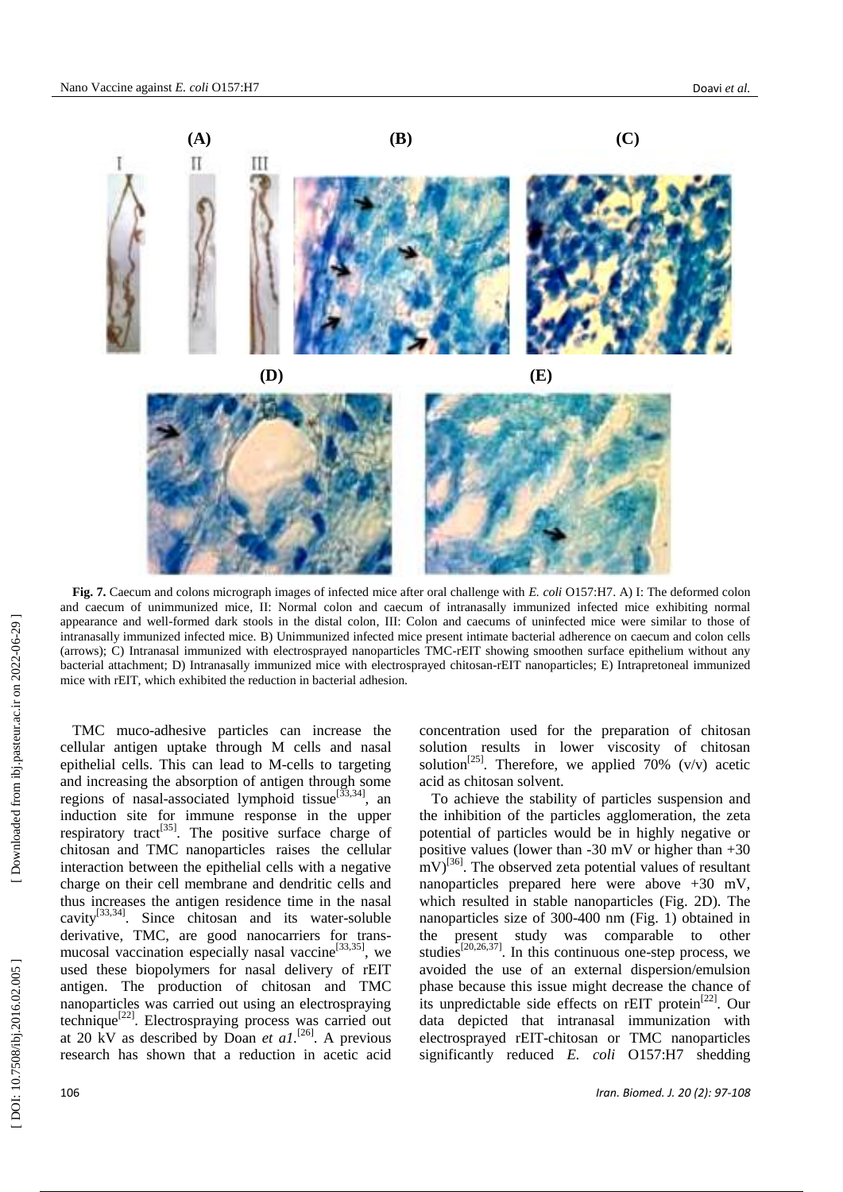**Fig. 7.** Caecum and colons micrograph images of infected mice after oral challenge with *E. coli* O157:H7. A) I: The deformed colon and caecum of unimmunized mice, II: Normal colon and caecum of intranasally immunized infected mice exhibiting normal appearance and well-formed dark stools in the distal colon, III: Colon and caecums of uninfected mice were similar to those of intranasally immunized infected mice. B) Unimmunized infected mice present intimate bacterial adherence on caecum and colon cells (arrows); C) Intranasal immunized with electrosprayed nanoparticles TMC-rEIT showing smoothen surface epithelium without any bacterial attachment; D) Intranasally immunized mice with electrosprayed chitosan-rEIT nanoparticles; E) Intrapretoneal immunized mice with rEIT, which exhibited the reduction in bacterial adhesion.

TMC muco-adhesive particles can increase the cellular antigen uptake through M cells and nasal epithelial cells. This can lead to M-cells to targeting and increasing the absorption of antigen through some regions of nasal-associated lymphoid tissue[33,34], an induction site for immune response in the upper respiratory tract[35]. The positive surface charge of chitosan and TMC nanoparticles raises the cellular interaction between the epithelial cells with a negative charge on their cell membrane and dendritic cells and thus increases the antigen residence time in the nasal cavity[33,34]. Since chitosan and its water-soluble derivative, TMC, are good nanocarriers for trans-mucosal vaccination especially nasal vaccine[33,35], we used these biopolymers for nasal delivery of rEIT antigen. The production of chitosan and TMC nanoparticles was carried out using an electrospraying technique[22]. Electrospraying process was carried out at 20 kV as described by Doan *et a1*.[26]. A previous research has shown that a reduction in acetic acid concentration used for the preparation of chitosan solution results in lower viscosity of chitosan solution[25]. Therefore, we applied 70% (v/v) acetic acid as chitosan solvent.

To achieve the stability of particles suspension and the inhibition of the particles agglomeration, the zeta potential of particles would be in highly negative or positive values (lower than -30 mV or higher than +30 mV)[36]. The observed zeta potential values of resultant nanoparticles prepared here were above +30 mV, which resulted in stable nanoparticles (Fig. 2D). The nanoparticles size of 300-400 nm (Fig. 1) obtained in the present study was comparable to other studies[20,26,37]. In this continuous one-step process, we avoided the use of an external dispersion/emulsion phase because this issue might decrease the chance of its unpredictable side effects on rEIT protein[22]. Our data depicted that intranasal immunization with electrosprayed rEIT-chitosan or TMC nanoparticles significantly reduced *E. coli* O157:H7 shedding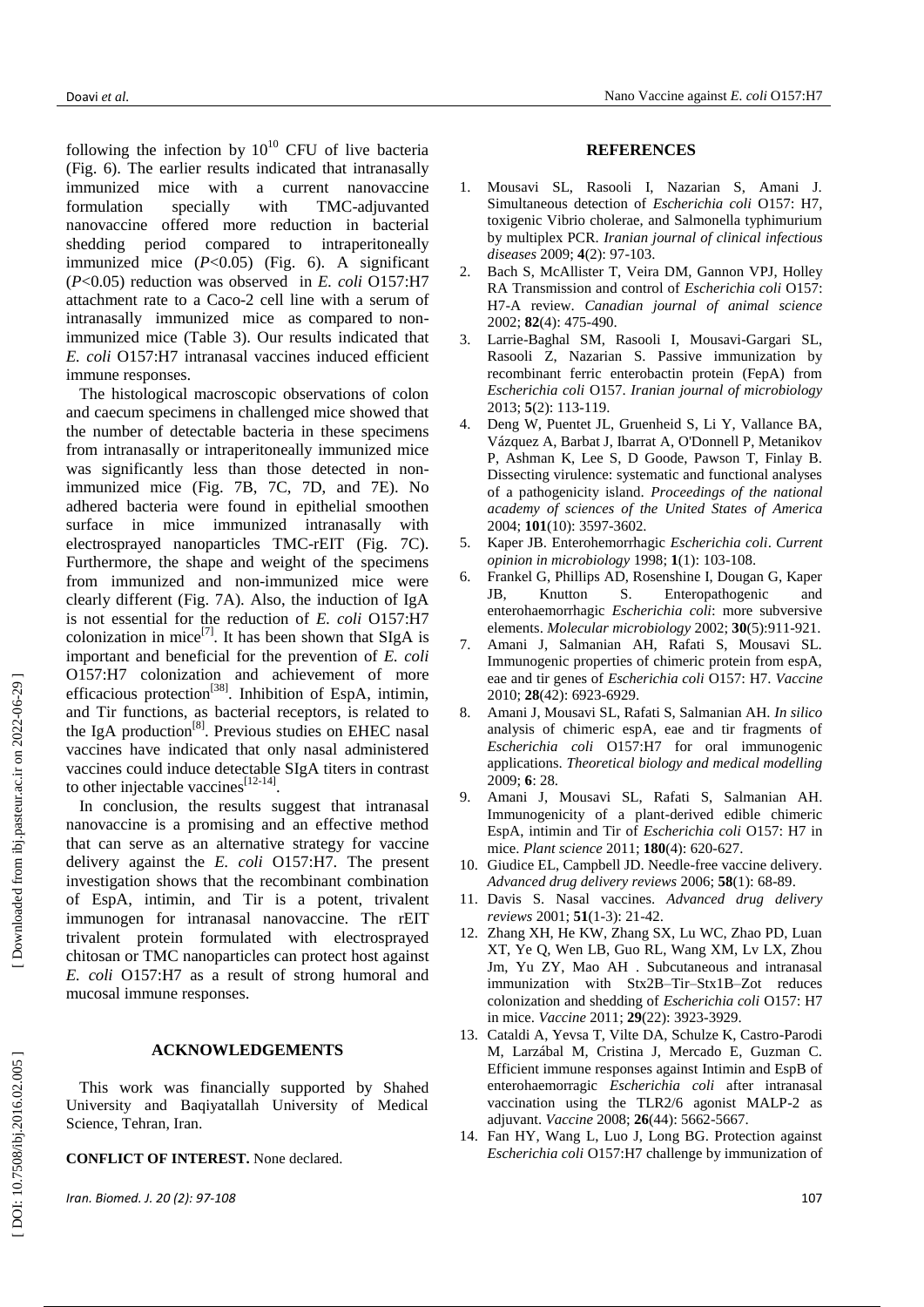following the infection by $10^{10}$ CFU of live bacteria (Fig. 6). The earlier results indicated that intranasally immunized mice with a current nanovaccine formulation specially with TMC-adjuvanted nanovaccine offered more reduction in bacterial shedding period compared to intraperitoneally immunized mice ($P<0.05$) (Fig. 6). A significant ($P<0.05$) reduction was observed in *E. coli* O157:H7 attachment rate to a Caco-2 cell line with a serum of intranasally immunized mice as compared to non-immunized mice (Table 3). Our results indicated that *E. coli* O157:H7 intranasal vaccines induced efficient immune responses.

The histological macroscopic observations of colon and caecum specimens in challenged mice showed that the number of detectable bacteria in these specimens from intranasally or intraperitoneally immunized mice was significantly less than those detected in non-immunized mice (Fig. 7B, 7C, 7D, and 7E). No adhered bacteria were found in epithelial smoothen surface in mice immunized intranasally with electrosprayed nanoparticles TMC-rEIT (Fig. 7C). Furthermore, the shape and weight of the specimens from immunized and non-immunized mice were clearly different (Fig. 7A). Also, the induction of IgA is not essential for the reduction of *E. coli* O157:H7 colonization in mice[7]. It has been shown that SIgA is important and beneficial for the prevention of *E. coli* O157:H7 colonization and achievement of more efficacious protection[38]. Inhibition of EspA, intimin, and Tir functions, as bacterial receptors, is related to the IgA production[8]. Previous studies on EHEC nasal vaccines have indicated that only nasal administered vaccines could induce detectable SIgA titers in contrast to other injectable vaccines[12-14].

In conclusion, the results suggest that intranasal nanovaccine is a promising and an effective method that can serve as an alternative strategy for vaccine delivery against the *E. coli* O157:H7. The present investigation shows that the recombinant combination of EspA, intimin, and Tir is a potent, trivalent immunogen for intranasal nanovaccine. The rEIT trivalent protein formulated with electrosprayed chitosan or TMC nanoparticles can protect host against *E. coli* O157:H7 as a result of strong humoral and mucosal immune responses.

## ACKNOWLEDGEMENTS

This work was financially supported by Shahed University and Baqiyatallah University of Medical Science, Tehran, Iran.

**CONFLICT OF INTEREST.** None declared.

## REFERENCES

1. Mousavi SL, Rasooli I, Nazarian S, Amani J. Simultaneous detection of *Escherichia coli* O157: H7, toxigenic Vibrio cholerae, and Salmonella typhimurium by multiplex PCR. *Iranian journal of clinical infectious diseases* 2009; **4**(2): 97-103.
2. Bach S, McAllister T, Veira DM, Gannon VPJ, Holley RA Transmission and control of *Escherichia coli* O157: H7-A review. *Canadian journal of animal science* 2002; **82**(4): 475-490.
3. Larrie-Baghal SM, Rasooli I, Mousavi-Gargari SL, Rasooli Z, Nazarian S. Passive immunization by recombinant ferric enterobactin protein (FepA) from *Escherichia coli* O157. *Iranian journal of microbiology* 2013; **5**(2): 113-119.
4. Deng W, Puentet JL, Gruenheid S, Li Y, Vallance BA, Vázquez A, Barbat J, Ibarrat A, O'Donnell P, Metanikov P, Ashman K, Lee S, D Goode, Pawson T, Finlay B. Dissecting virulence: systematic and functional analyses of a pathogenicity island. *Proceedings of the national academy of sciences of the United States of America* 2004; **101**(10): 3597-3602.
5. Kaper JB. Enterohemorrhagic *Escherichia coli*. *Current opinion in microbiology* 1998; **1**(1): 103-108.
6. Frankel G, Phillips AD, Rosenshine I, Dougan G, Kaper JB, Knutton S. Enteropathogenic and enterohaemorrhagic *Escherichia coli*: more subversive elements. *Molecular microbiology* 2002; **30**(5):911-921.
7. Amani J, Salmanian AH, Rafati S, Mousavi SL. Immunogenic properties of chimeric protein from espA, eae and tir genes of *Escherichia coli* O157: H7. *Vaccine* 2010; **28**(42): 6923-6929.
8. Amani J, Mousavi SL, Rafati S, Salmanian AH. *In silico* analysis of chimeric espA, eae and tir fragments of *Escherichia coli* O157:H7 for oral immunogenic applications. *Theoretical biology and medical modelling* 2009; **6**: 28.
9. Amani J, Mousavi SL, Rafati S, Salmanian AH. Immunogenicity of a plant-derived edible chimeric EspA, intimin and Tir of *Escherichia coli* O157: H7 in mice. *Plant science* 2011; **180**(4): 620-627.
10. Giudice EL, Campbell JD. Needle-free vaccine delivery. *Advanced drug delivery reviews* 2006; **58**(1): 68-89.
11. Davis S. Nasal vaccines. *Advanced drug delivery reviews* 2001; **51**(1-3): 21-42.
12. Zhang XH, He KW, Zhang SX, Lu WC, Zhao PD, Luan XT, Ye Q, Wen LB, Guo RL, Wang XM, Lv LX, Zhou Jm, Yu ZY, Mao AH . Subcutaneous and intranasal immunization with Stx2B–Tir–Stx1B–Zot reduces colonization and shedding of *Escherichia coli* O157: H7 in mice. *Vaccine* 2011; **29**(22): 3923-3929.
13. Cataldi A, Yevsa T, Vilte DA, Schulze K, Castro-Parodi M, Larzábal M, Cristina J, Mercado E, Guzman C. Efficient immune responses against Intimin and EspB of enterohaemorragic *Escherichia coli* after intranasal vaccination using the TLR2/6 agonist MALP-2 as adjuvant. *Vaccine* 2008; **26**(44): 5662-5667.
14. Fan HY, Wang L, Luo J, Long BG. Protection against *Escherichia coli* O157:H7 challenge by immunization of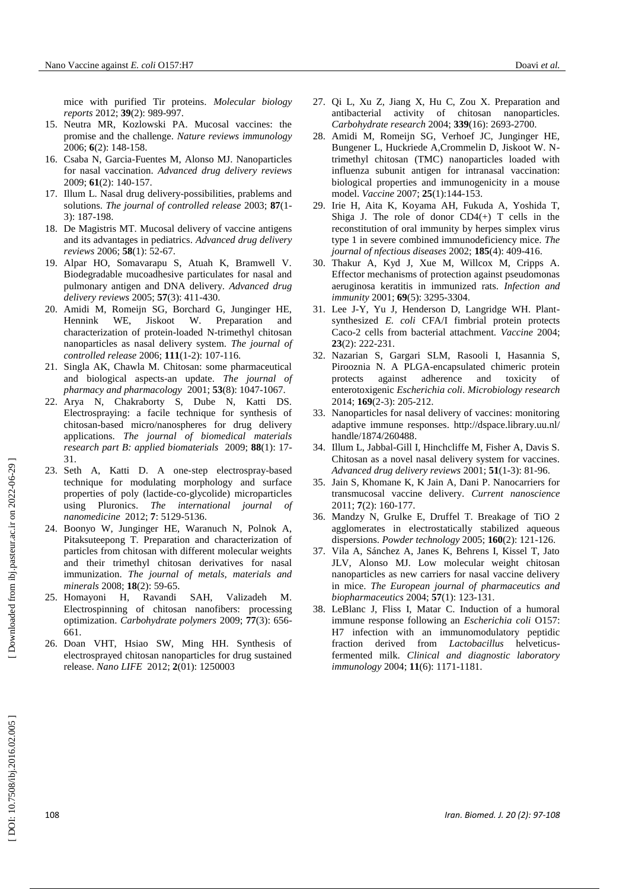mice with purified Tir proteins. *Molecular biology reports* 2012; **39**(2): 989-997.

15. Neutra MR, Kozlowski PA. Mucosal vaccines: the promise and the challenge. *Nature reviews immunology* 2006; **6**(2): 148-158.
16. Csaba N, Garcia-Fuentes M, Alonso MJ. Nanoparticles for nasal vaccination. *Advanced drug delivery reviews* 2009; **61**(2): 140-157.
17. Illum L. Nasal drug delivery-possibilities, prablems and solutions. *The journal of controlled release* 2003; **87**(1-3): 187-198.
18. De Magistris MT. Mucosal delivery of vaccine antigens and its advantages in pediatrics. *Advanced drug delivery reviews* 2006; **58**(1): 52-67.
19. Alpar HO, Somavarapu S, Atuah K, Bramwell V. Biodegradable mucoadhesive particulates for nasal and pulmonary antigen and DNA delivery. *Advanced drug delivery reviews* 2005; **57**(3): 411-430.
20. Amidi M, Romeijn SG, Borchard G, Junginger HE, Hennink WE, Jiskoot W. Preparation and characterization of protein-loaded N-trimethyl chitosan nanoparticles as nasal delivery system. *The journal of controlled release* 2006; **111**(1-2): 107-116.
21. Singla AK, Chawla M. Chitosan: some pharmaceutical and biological aspects-an update. *The journal of pharmacy and pharmacology* 2001; **53**(8): 1047-1067.
22. Arya N, Chakraborty S, Dube N, Katti DS. Electrospraying: a facile technique for synthesis of chitosan-based micro/nanospheres for drug delivery applications. *The journal of biomedical materials research part B: applied biomaterials* 2009; **88**(1): 17-31.
23. Seth A, Katti D. A one-step electrospray-based technique for modulating morphology and surface properties of poly (lactide-co-glycolide) microparticles using Pluronics. *The international journal of nanomedicine* 2012; **7**: 5129-5136.
24. Boonyo W, Junginger HE, Waranuch N, Polnok A, Pitaksuteepong T. Preparation and characterization of particles from chitosan with different molecular weights and their trimethyl chitosan derivatives for nasal immunization. *The journal of metals, materials and minerals* 2008; **18**(2): 59-65.
25. Homayoni H, Ravandi SAH, Valizadeh M. Electrospinning of chitosan nanofibers: processing optimization. *Carbohydrate polymers* 2009; **77**(3): 656-661.
26. Doan VHT, Hsiao SW, Ming HH. Synthesis of electrosprayed chitosan nanoparticles for drug sustained release. *Nano LIFE* 2012; **2**(01): 1250003
27. Qi L, Xu Z, Jiang X, Hu C, Zou X. Preparation and antibacterial activity of chitosan nanoparticles. *Carbohydrate research* 2004; **339**(16): 2693-2700.
28. Amidi M, Romeijn SG, Verhoef JC, Junginger HE, Bungener L, Huckriede A,Crommelin D, Jiskoot W. N-trimethyl chitosan (TMC) nanoparticles loaded with influenza subunit antigen for intranasal vaccination: biological properties and immunogenicity in a mouse model. *Vaccine* 2007; **25**(1):144-153.
29. Irie H, Aita K, Koyama AH, Fukuda A, Yoshida T, Shiga J. The role of donor CD4(+) T cells in the reconstitution of oral immunity by herpes simplex virus type 1 in severe combined immunodeficiency mice. *The journal of nfectious diseases* 2002; **185**(4): 409-416.
30. Thakur A, Kyd J, Xue M, Willcox M, Cripps A. Effector mechanisms of protection against pseudomonas aeruginosa keratitis in immunized rats. *Infection and immunity* 2001; **69**(5): 3295-3304.
31. Lee J-Y, Yu J, Henderson D, Langridge WH. Plant-synthesized *E. coli* CFA/I fimbrial protein protects Caco-2 cells from bacterial attachment. *Vaccine* 2004; **23**(2): 222-231.
32. Nazarian S, Gargari SLM, Rasooli I, Hasannia S, Pirooznia N. A PLGA-encapsulated chimeric protein protects against adherence and toxicity of enterotoxigenic *Escherichia coli*. *Microbiology research* 2014; **169**(2-3): 205-212.
33. Nanoparticles for nasal delivery of vaccines: monitoring adaptive immune responses. http://dspace.library.uu.nl/handle/1874/260488.
34. Illum L, Jabbal-Gill I, Hinchcliffe M, Fisher A, Davis S. Chitosan as a novel nasal delivery system for vaccines. *Advanced drug delivery reviews* 2001; **51**(1-3): 81-96.
35. Jain S, Khomane K, K Jain A, Dani P. Nanocarriers for transmucosal vaccine delivery. *Current nanoscience* 2011; **7**(2): 160-177.
36. Mandzy N, Grulke E, Druffel T. Breakage of TiO 2 agglomerates in electrostatically stabilized aqueous dispersions. *Powder technology* 2005; **160**(2): 121-126.
37. Vila A, Sánchez A, Janes K, Behrens I, Kissel T, Jato JLV, Alonso MJ. Low molecular weight chitosan nanoparticles as new carriers for nasal vaccine delivery in mice. *The European journal of pharmaceutics and biopharmaceutics* 2004; **57**(1): 123-131.
38. LeBlanc J, Fliss I, Matar C. Induction of a humoral immune response following an *Escherichia coli* O157: H7 infection with an immunomodulatory peptidic fraction derived from *Lactobacillus* helveticus-fermented milk. *Clinical and diagnostic laboratory immunology* 2004; **11**(6): 1171-1181.